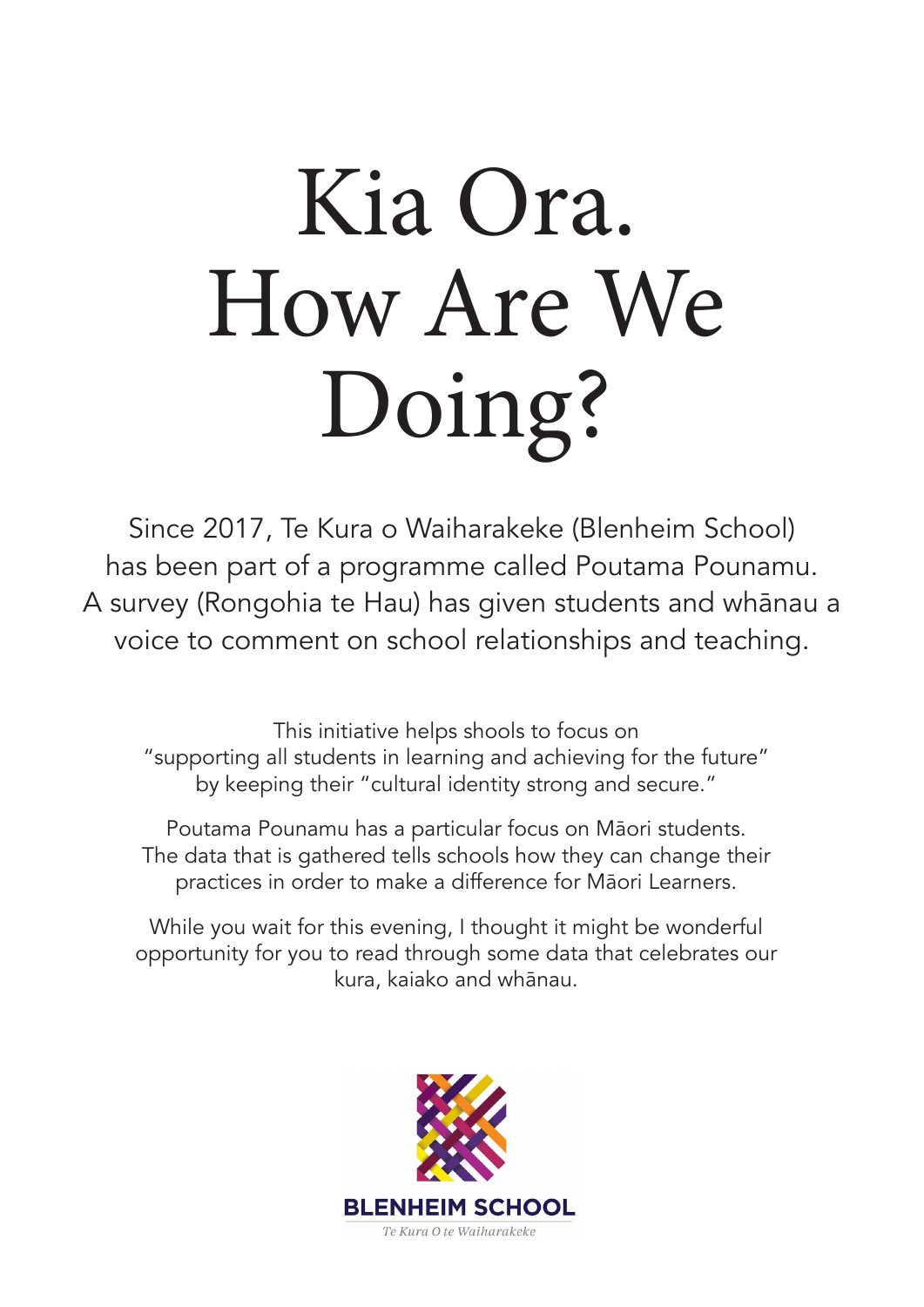# Kia Ora. How Are We Doing?

Since 2017, Te Kura o Waiharakeke (Blenheim School) has been part of a programme called Poutama Pounamu. A survey (Rongohia te Hau) has given students and whānau a voice to comment on school relationships and teaching.

This initiative helps shools to focus on "supporting all students in learning and achieving for the future" by keeping their "cultural identity strong and secure."

Poutama Pounamu has a particular focus on Māori students. The data that is gathered tells schools how they can change their practices in order to make a difference for Māori Learners.

While you wait for this evening, I thought it might be wonderful opportunity for you to read through some data that celebrates our kura, kaiako and whānau.

**BLENHEIM SCHOOL**

*Te Kura O te Waiharakeke*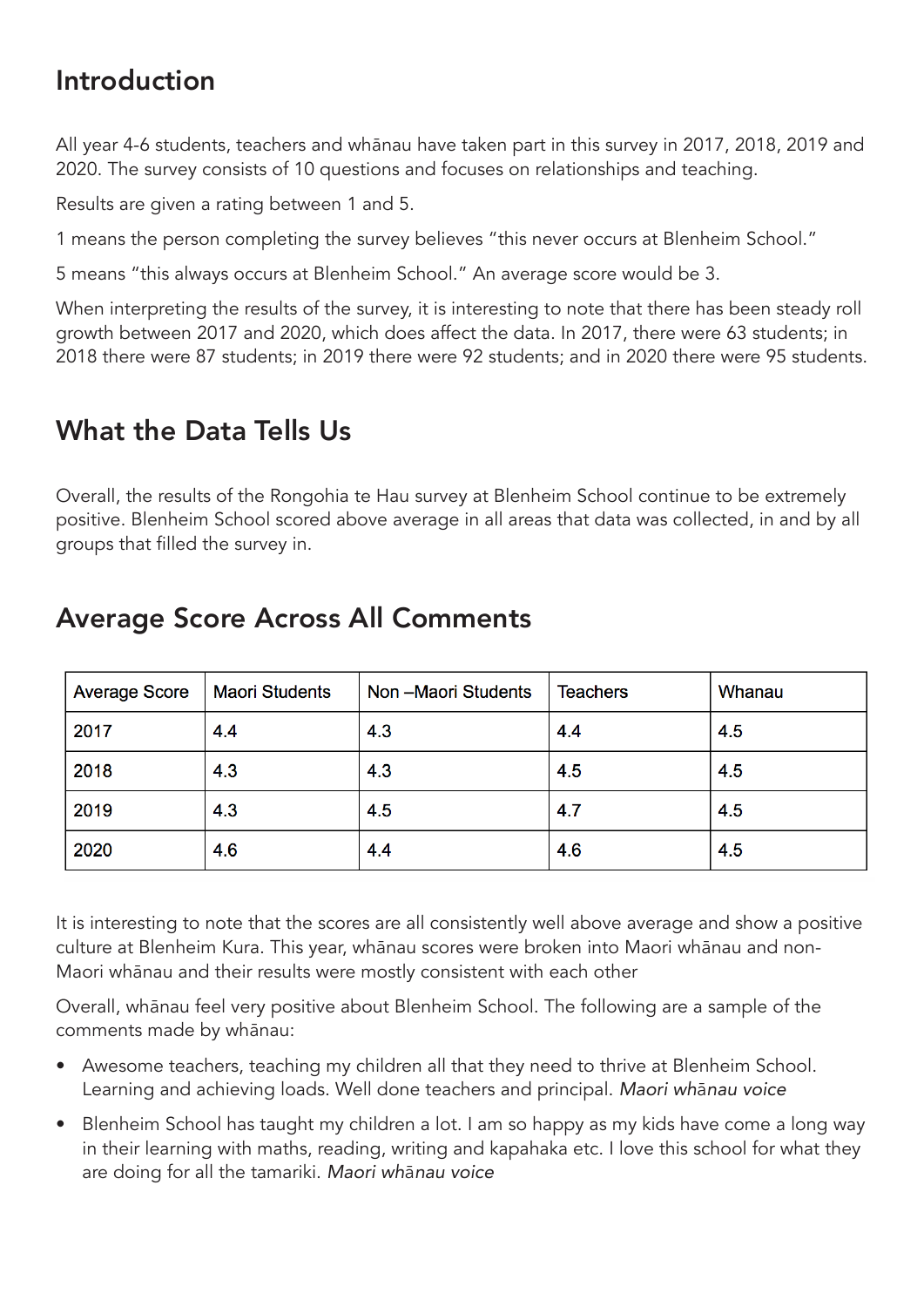## Introduction

All year 4-6 students, teachers and whānau have taken part in this survey in 2017, 2018, 2019 and 2020. The survey consists of 10 questions and focuses on relationships and teaching.

Results are given a rating between 1 and 5.

1 means the person completing the survey believes "this never occurs at Blenheim School."

5 means "this always occurs at Blenheim School." An average score would be 3.

When interpreting the results of the survey, it is interesting to note that there has been steady roll growth between 2017 and 2020, which does affect the data. In 2017, there were 63 students; in 2018 there were 87 students; in 2019 there were 92 students; and in 2020 there were 95 students.

## What the Data Tells Us

Overall, the results of the Rongohia te Hau survey at Blenheim School continue to be extremely positive. Blenheim School scored above average in all areas that data was collected, in and by all groups that filled the survey in.

## Average Score Across All Comments

| Average Score | Maori Students | Non –Maori Students | Teachers | Whanau |
|---|---|---|---|---|
| 2017 | 4.4 | 4.3 | 4.4 | 4.5 |
| 2018 | 4.3 | 4.3 | 4.5 | 4.5 |
| 2019 | 4.3 | 4.5 | 4.7 | 4.5 |
| 2020 | 4.6 | 4.4 | 4.6 | 4.5 |

It is interesting to note that the scores are all consistently well above average and show a positive culture at Blenheim Kura. This year, whānau scores were broken into Maori whānau and non-Maori whānau and their results were mostly consistent with each other

Overall, whānau feel very positive about Blenheim School. The following are a sample of the comments made by whānau:

- Awesome teachers, teaching my children all that they need to thrive at Blenheim School. Learning and achieving loads. Well done teachers and principal. *Maori whānau voice*
- Blenheim School has taught my children a lot. I am so happy as my kids have come a long way in their learning with maths, reading, writing and kapahaka etc. I love this school for what they are doing for all the tamariki. *Maori whānau voice*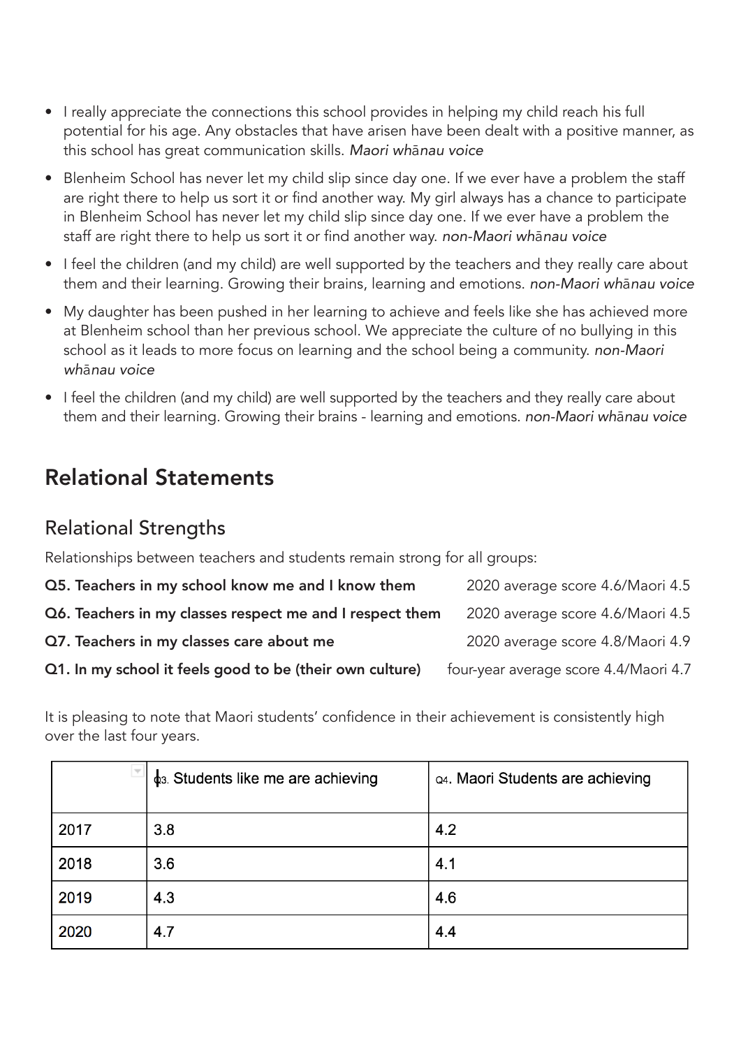- I really appreciate the connections this school provides in helping my child reach his full potential for his age. Any obstacles that have arisen have been dealt with a positive manner, as this school has great communication skills. *Maori whānau voice*
- Blenheim School has never let my child slip since day one. If we ever have a problem the staff are right there to help us sort it or find another way. My girl always has a chance to participate in Blenheim School has never let my child slip since day one. If we ever have a problem the staff are right there to help us sort it or find another way. *non-Maori whānau voice*
- I feel the children (and my child) are well supported by the teachers and they really care about them and their learning. Growing their brains, learning and emotions. *non-Maori whānau voice*
- My daughter has been pushed in her learning to achieve and feels like she has achieved more at Blenheim school than her previous school. We appreciate the culture of no bullying in this school as it leads to more focus on learning and the school being a community. *non-Maori whānau voice*
- I feel the children (and my child) are well supported by the teachers and they really care about them and their learning. Growing their brains - learning and emotions. *non-Maori whānau voice*

## Relational Statements

### Relational Strengths

Relationships between teachers and students remain strong for all groups:

**Q5. Teachers in my school know me and I know them** 2020 average score 4.6/Maori 4.5

**Q6. Teachers in my classes respect me and I respect them** 2020 average score 4.6/Maori 4.5

**Q7. Teachers in my classes care about me** 2020 average score 4.8/Maori 4.9

**Q1. In my school it feels good to be (their own culture)** four-year average score 4.4/Maori 4.7

It is pleasing to note that Maori students' confidence in their achievement is consistently high over the last four years.

| | Q3. Students like me are achieving | Q4. Maori Students are achieving |
|---|---|---|
| 2017 | 3.8 | 4.2 |
| 2018 | 3.6 | 4.1 |
| 2019 | 4.3 | 4.6 |
| 2020 | 4.7 | 4.4 |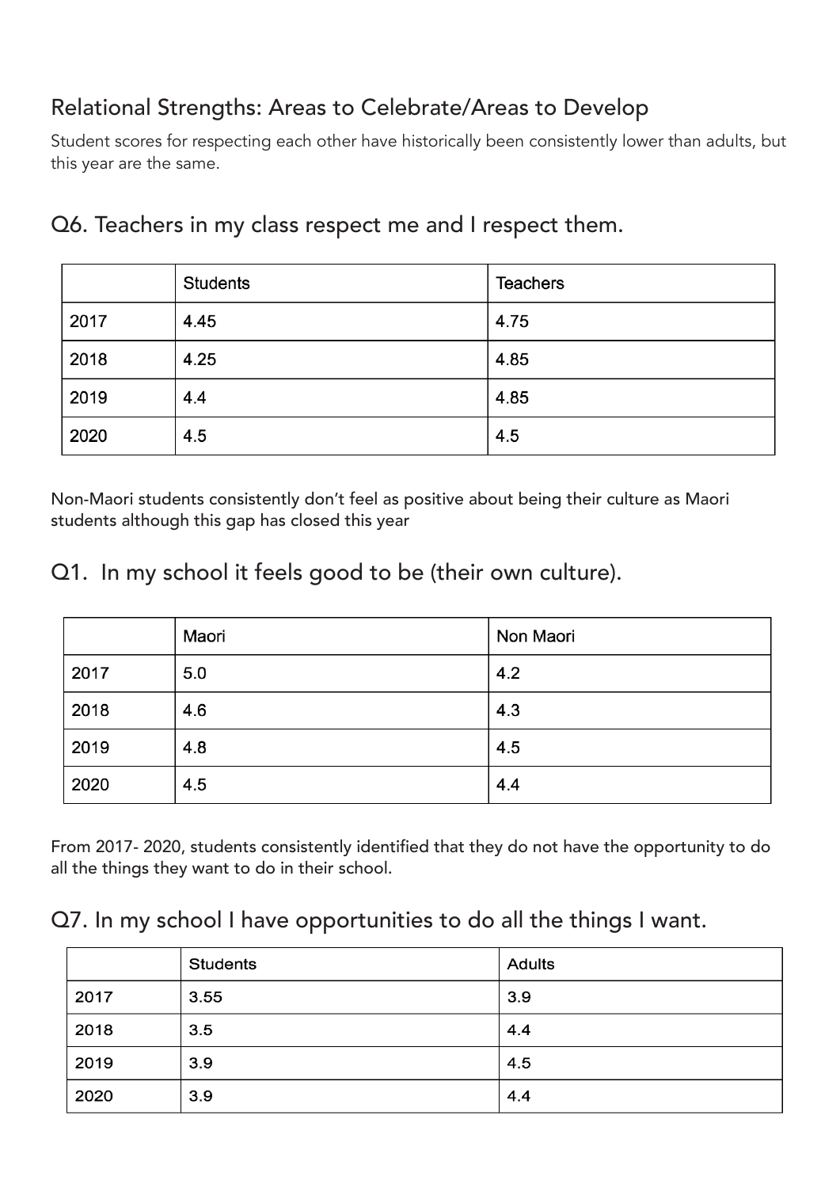## Relational Strengths: Areas to Celebrate/Areas to Develop

Student scores for respecting each other have historically been consistently lower than adults, but this year are the same.

### Q6. Teachers in my class respect me and I respect them.

| | Students | Teachers |
|---|---|---|
| 2017 | 4.45 | 4.75 |
| 2018 | 4.25 | 4.85 |
| 2019 | 4.4 | 4.85 |
| 2020 | 4.5 | 4.5 |

Non-Maori students consistently don't feel as positive about being their culture as Maori students although this gap has closed this year

### Q1. In my school it feels good to be (their own culture).

| | Maori | Non Maori |
|---|---|---|
| 2017 | 5.0 | 4.2 |
| 2018 | 4.6 | 4.3 |
| 2019 | 4.8 | 4.5 |
| 2020 | 4.5 | 4.4 |

From 2017- 2020, students consistently identified that they do not have the opportunity to do all the things they want to do in their school.

### Q7. In my school I have opportunities to do all the things I want.

| | Students | Adults |
|---|---|---|
| 2017 | 3.55 | 3.9 |
| 2018 | 3.5 | 4.4 |
| 2019 | 3.9 | 4.5 |
| 2020 | 3.9 | 4.4 |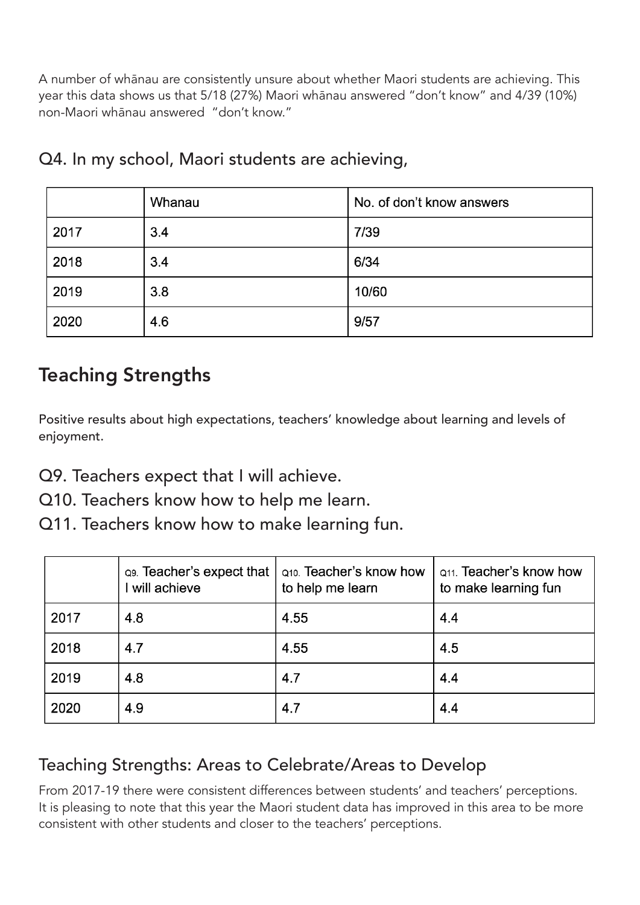A number of whānau are consistently unsure about whether Maori students are achieving. This year this data shows us that 5/18 (27%) Maori whānau answered "don't know" and 4/39 (10%) non-Maori whānau answered "don't know."

### Q4. In my school, Maori students are achieving,

| | Whanau | No. of don't know answers |
|---|---|---|
| 2017 | 3.4 | 7/39 |
| 2018 | 3.4 | 6/34 |
| 2019 | 3.8 | 10/60 |
| 2020 | 4.6 | 9/57 |

## Teaching Strengths

Positive results about high expectations, teachers' knowledge about learning and levels of enjoyment.

### Q9. Teachers expect that I will achieve.
### Q10. Teachers know how to help me learn.
### Q11. Teachers know how to make learning fun.

| | Q9. Teacher's expect that I will achieve | Q10. Teacher's know how to help me learn | Q11. Teacher's know how to make learning fun |
|---|---|---|---|
| 2017 | 4.8 | 4.55 | 4.4 |
| 2018 | 4.7 | 4.55 | 4.5 |
| 2019 | 4.8 | 4.7 | 4.4 |
| 2020 | 4.9 | 4.7 | 4.4 |

### Teaching Strengths: Areas to Celebrate/Areas to Develop

From 2017-19 there were consistent differences between students' and teachers' perceptions. It is pleasing to note that this year the Maori student data has improved in this area to be more consistent with other students and closer to the teachers' perceptions.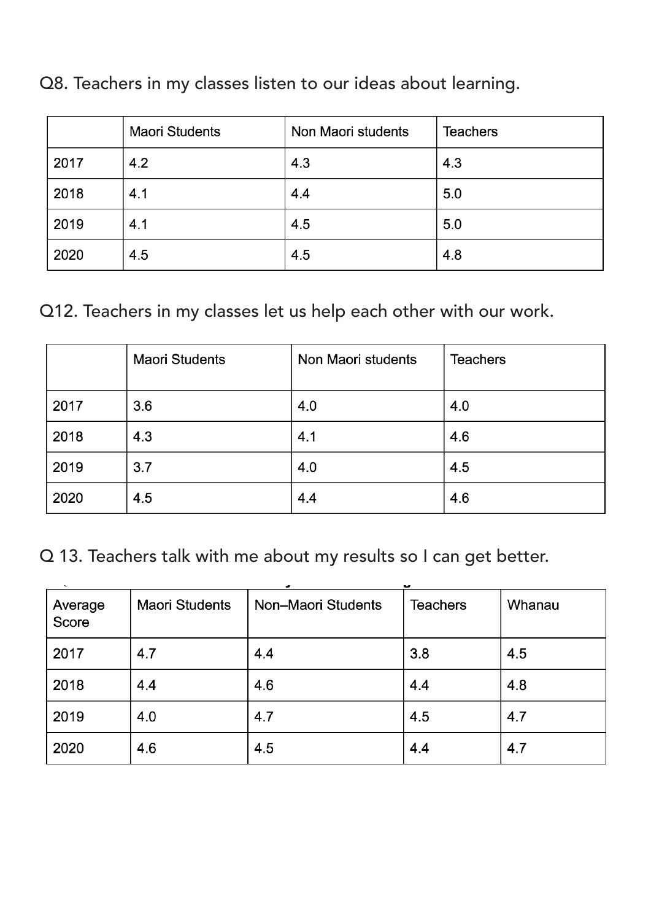Q8. Teachers in my classes listen to our ideas about learning.

| | Maori Students | Non Maori students | Teachers |
|---|---|---|---|
| 2017 | 4.2 | 4.3 | 4.3 |
| 2018 | 4.1 | 4.4 | 5.0 |
| 2019 | 4.1 | 4.5 | 5.0 |
| 2020 | 4.5 | 4.5 | 4.8 |

Q12. Teachers in my classes let us help each other with our work.

| | Maori Students | Non Maori students | Teachers |
|---|---|---|---|
| 2017 | 3.6 | 4.0 | 4.0 |
| 2018 | 4.3 | 4.1 | 4.6 |
| 2019 | 3.7 | 4.0 | 4.5 |
| 2020 | 4.5 | 4.4 | 4.6 |

Q 13. Teachers talk with me about my results so I can get better.

| Average Score | Maori Students | Non–Maori Students | Teachers | Whanau |
|---|---|---|---|---|
| 2017 | 4.7 | 4.4 | 3.8 | 4.5 |
| 2018 | 4.4 | 4.6 | 4.4 | 4.8 |
| 2019 | 4.0 | 4.7 | 4.5 | 4.7 |
| 2020 | 4.6 | 4.5 | 4.4 | 4.7 |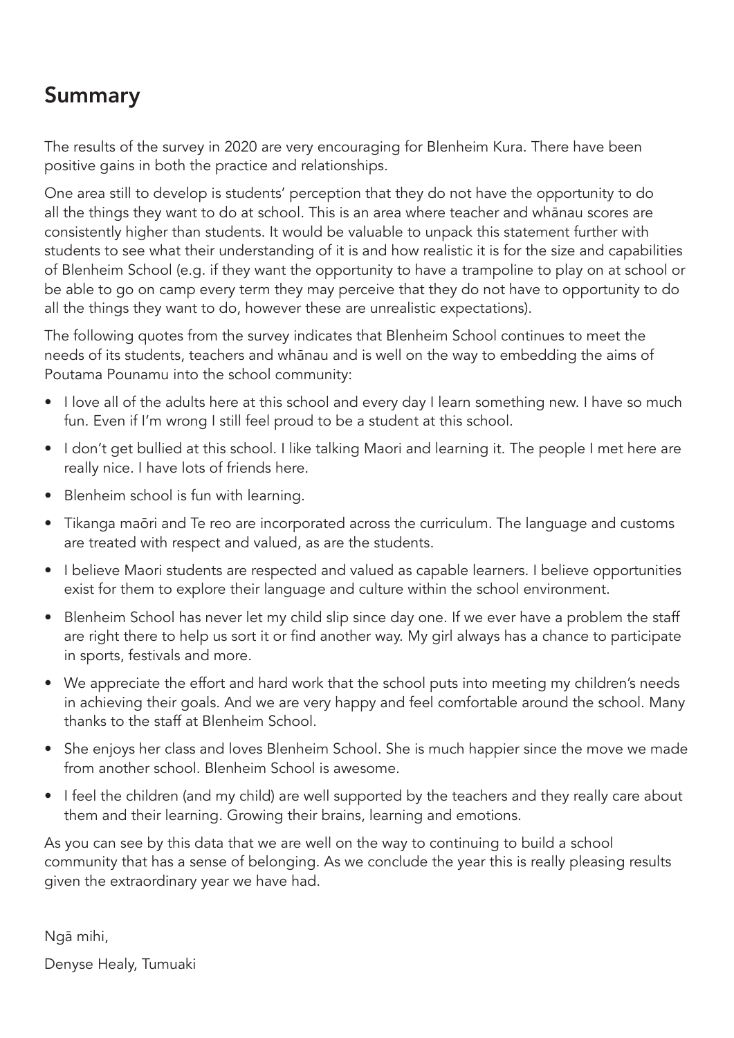## Summary

The results of the survey in 2020 are very encouraging for Blenheim Kura. There have been positive gains in both the practice and relationships.

One area still to develop is students' perception that they do not have the opportunity to do all the things they want to do at school. This is an area where teacher and whānau scores are consistently higher than students. It would be valuable to unpack this statement further with students to see what their understanding of it is and how realistic it is for the size and capabilities of Blenheim School (e.g. if they want the opportunity to have a trampoline to play on at school or be able to go on camp every term they may perceive that they do not have to opportunity to do all the things they want to do, however these are unrealistic expectations).

The following quotes from the survey indicates that Blenheim School continues to meet the needs of its students, teachers and whānau and is well on the way to embedding the aims of Poutama Pounamu into the school community:

- I love all of the adults here at this school and every day I learn something new. I have so much fun. Even if I'm wrong I still feel proud to be a student at this school.
- I don't get bullied at this school. I like talking Maori and learning it. The people I met here are really nice. I have lots of friends here.
- Blenheim school is fun with learning.
- Tikanga maōri and Te reo are incorporated across the curriculum. The language and customs are treated with respect and valued, as are the students.
- I believe Maori students are respected and valued as capable learners. I believe opportunities exist for them to explore their language and culture within the school environment.
- Blenheim School has never let my child slip since day one. If we ever have a problem the staff are right there to help us sort it or find another way. My girl always has a chance to participate in sports, festivals and more.
- We appreciate the effort and hard work that the school puts into meeting my children's needs in achieving their goals. And we are very happy and feel comfortable around the school. Many thanks to the staff at Blenheim School.
- She enjoys her class and loves Blenheim School. She is much happier since the move we made from another school. Blenheim School is awesome.
- I feel the children (and my child) are well supported by the teachers and they really care about them and their learning. Growing their brains, learning and emotions.

As you can see by this data that we are well on the way to continuing to build a school community that has a sense of belonging. As we conclude the year this is really pleasing results given the extraordinary year we have had.

Ngā mihi,

Denyse Healy, Tumuaki